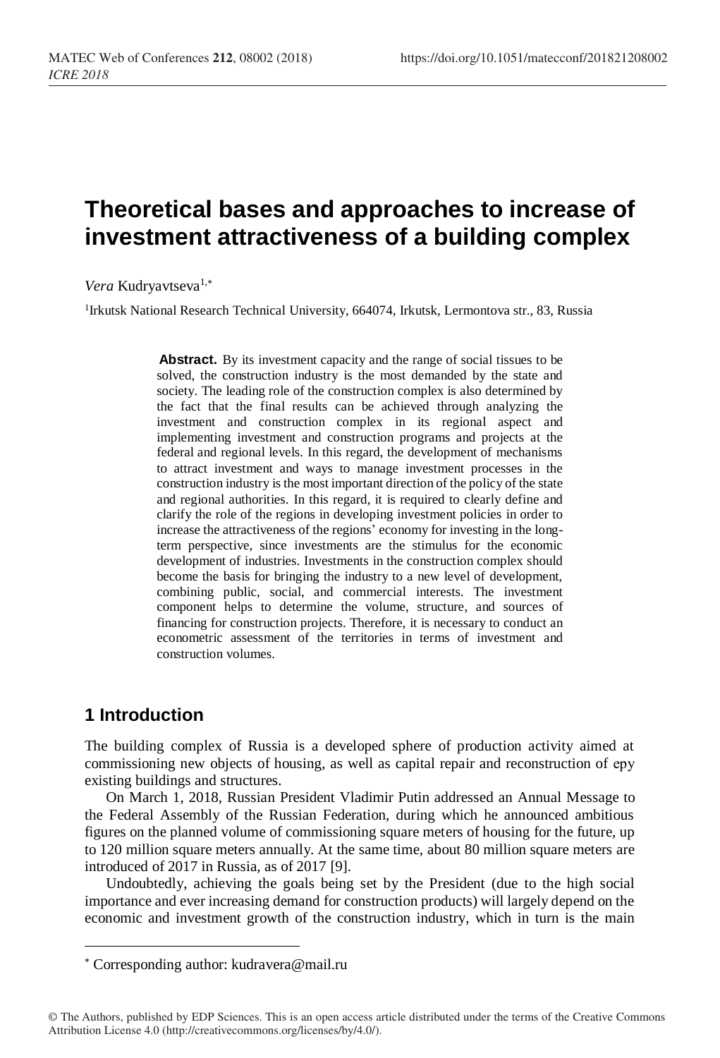# Theoretical bases and approaches to increase of investment attractiveness of a building complex

*Vera* Kudryavtseva[1,*]

[1]Irkutsk National Research Technical University, 664074, Irkutsk, Lermontova str., 83, Russia

**Abstract.** By its investment capacity and the range of social tissues to be solved, the construction industry is the most demanded by the state and society. The leading role of the construction complex is also determined by the fact that the final results can be achieved through analyzing the investment and construction complex in its regional aspect and implementing investment and construction programs and projects at the federal and regional levels. In this regard, the development of mechanisms to attract investment and ways to manage investment processes in the construction industry is the most important direction of the policy of the state and regional authorities. In this regard, it is required to clearly define and clarify the role of the regions in developing investment policies in order to increase the attractiveness of the regions' economy for investing in the long-term perspective, since investments are the stimulus for the economic development of industries. Investments in the construction complex should become the basis for bringing the industry to a new level of development, combining public, social, and commercial interests. The investment component helps to determine the volume, structure, and sources of financing for construction projects. Therefore, it is necessary to conduct an econometric assessment of the territories in terms of investment and construction volumes.

## 1 Introduction

The building complex of Russia is a developed sphere of production activity aimed at commissioning new objects of housing, as well as capital repair and reconstruction of еру existing buildings and structures.

On March 1, 2018, Russian President Vladimir Putin addressed an Annual Message to the Federal Assembly of the Russian Federation, during which he announced ambitious figures on the planned volume of commissioning square meters of housing for the future, up to 120 million square meters annually. At the same time, about 80 million square meters are introduced of 2017 in Russia, as of 2017 [9].

Undoubtedly, achieving the goals being set by the President (due to the high social importance and ever increasing demand for construction products) will largely depend on the economic and investment growth of the construction industry, which in turn is the main

* Corresponding author: kudravera@mail.ru

© The Authors, published by EDP Sciences. This is an open access article distributed under the terms of the Creative Commons Attribution License 4.0 (http://creativecommons.org/licenses/by/4.0/).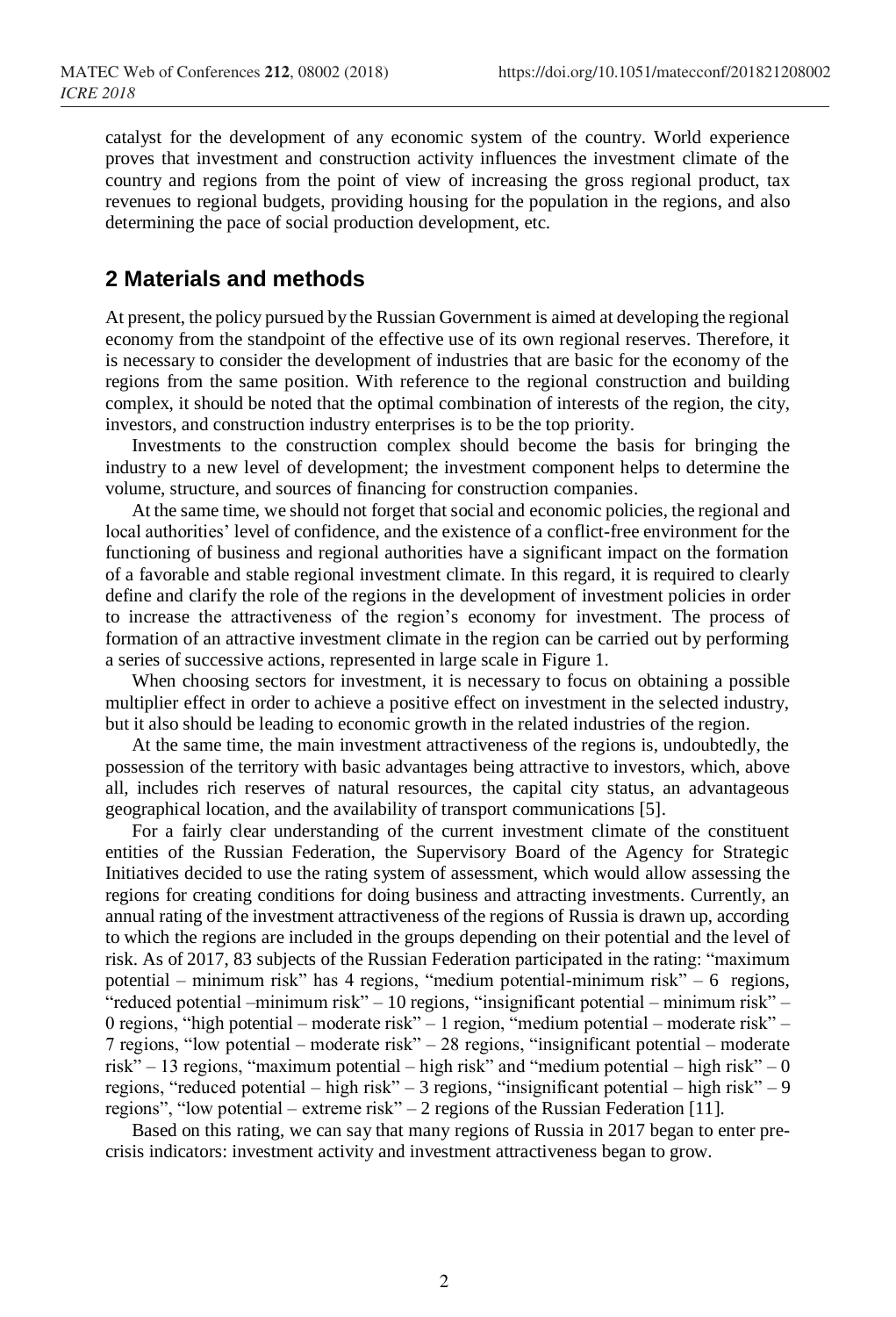catalyst for the development of any economic system of the country. World experience proves that investment and construction activity influences the investment climate of the country and regions from the point of view of increasing the gross regional product, tax revenues to regional budgets, providing housing for the population in the regions, and also determining the pace of social production development, etc.

## 2 Materials and methods

At present, the policy pursued by the Russian Government is aimed at developing the regional economy from the standpoint of the effective use of its own regional reserves. Therefore, it is necessary to consider the development of industries that are basic for the economy of the regions from the same position. With reference to the regional construction and building complex, it should be noted that the optimal combination of interests of the region, the city, investors, and construction industry enterprises is to be the top priority.

Investments to the construction complex should become the basis for bringing the industry to a new level of development; the investment component helps to determine the volume, structure, and sources of financing for construction companies.

At the same time, we should not forget that social and economic policies, the regional and local authorities' level of confidence, and the existence of a conflict-free environment for the functioning of business and regional authorities have a significant impact on the formation of a favorable and stable regional investment climate. In this regard, it is required to clearly define and clarify the role of the regions in the development of investment policies in order to increase the attractiveness of the region's economy for investment. The process of formation of an attractive investment climate in the region can be carried out by performing a series of successive actions, represented in large scale in Figure 1.

When choosing sectors for investment, it is necessary to focus on obtaining a possible multiplier effect in order to achieve a positive effect on investment in the selected industry, but it also should be leading to economic growth in the related industries of the region.

At the same time, the main investment attractiveness of the regions is, undoubtedly, the possession of the territory with basic advantages being attractive to investors, which, above all, includes rich reserves of natural resources, the capital city status, an advantageous geographical location, and the availability of transport communications [5].

For a fairly clear understanding of the current investment climate of the constituent entities of the Russian Federation, the Supervisory Board of the Agency for Strategic Initiatives decided to use the rating system of assessment, which would allow assessing the regions for creating conditions for doing business and attracting investments. Currently, an annual rating of the investment attractiveness of the regions of Russia is drawn up, according to which the regions are included in the groups depending on their potential and the level of risk. As of 2017, 83 subjects of the Russian Federation participated in the rating: "maximum potential – minimum risk" has 4 regions, "medium potential-minimum risk" – 6 regions, "reduced potential –minimum risk" – 10 regions, "insignificant potential – minimum risk" – 0 regions, "high potential – moderate risk" – 1 region, "medium potential – moderate risk" – 7 regions, "low potential – moderate risk" – 28 regions, "insignificant potential – moderate risk" – 13 regions, "maximum potential – high risk" and "medium potential – high risk" – 0 regions, "reduced potential – high risk" – 3 regions, "insignificant potential – high risk" – 9 regions", "low potential – extreme risk" – 2 regions of the Russian Federation [11].

Based on this rating, we can say that many regions of Russia in 2017 began to enter pre-crisis indicators: investment activity and investment attractiveness began to grow.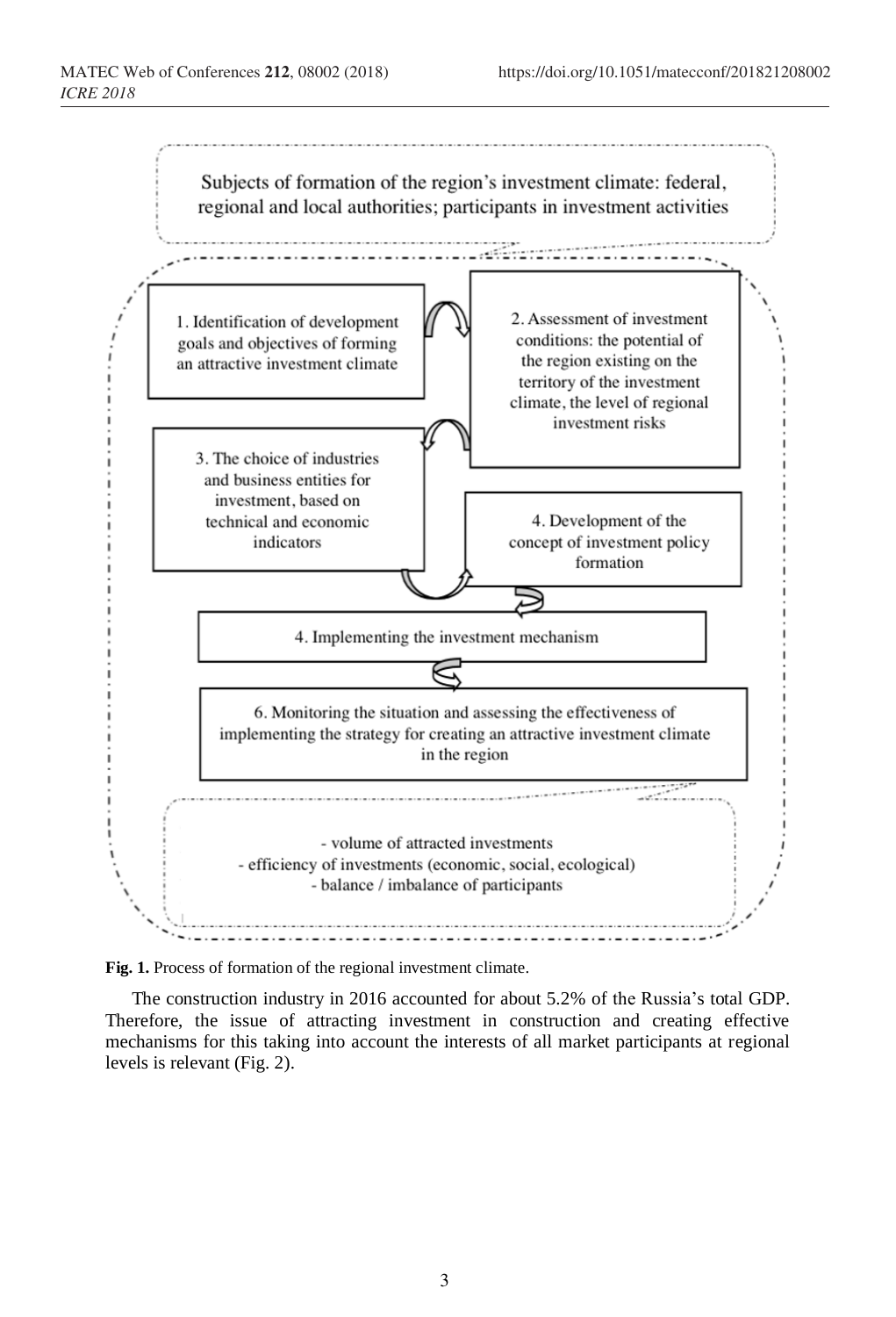Subjects of formation of the region's investment climate: federal, regional and local authorities; participants in investment activities

1. Identification of development goals and objectives of forming an attractive investment climate

2. Assessment of investment conditions: the potential of the region existing on the territory of the investment climate, the level of regional investment risks

3. The choice of industries and business entities for investment, based on technical and economic indicators

4. Development of the concept of investment policy formation

4. Implementing the investment mechanism

6. Monitoring the situation and assessing the effectiveness of implementing the strategy for creating an attractive investment climate in the region

- volume of attracted investments
- efficiency of investments (economic, social, ecological)
- balance / imbalance of participants

**Fig. 1.** Process of formation of the regional investment climate.

The construction industry in 2016 accounted for about 5.2% of the Russia's total GDP. Therefore, the issue of attracting investment in construction and creating effective mechanisms for this taking into account the interests of all market participants at regional levels is relevant (Fig. 2).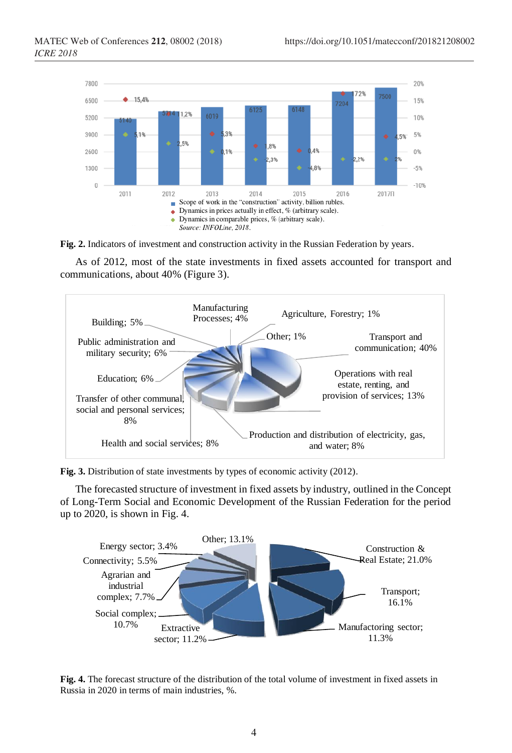**Fig. 2.** Indicators of investment and construction activity in the Russian Federation by years.

As of 2012, most of the state investments in fixed assets accounted for transport and communications, about 40% (Figure 3).

**Fig. 3.** Distribution of state investments by types of economic activity (2012).

The forecasted structure of investment in fixed assets by industry, outlined in the Concept of Long-Term Social and Economic Development of the Russian Federation for the period up to 2020, is shown in Fig. 4.

**Fig. 4.** The forecast structure of the distribution of the total volume of investment in fixed assets in Russia in 2020 in terms of main industries, %.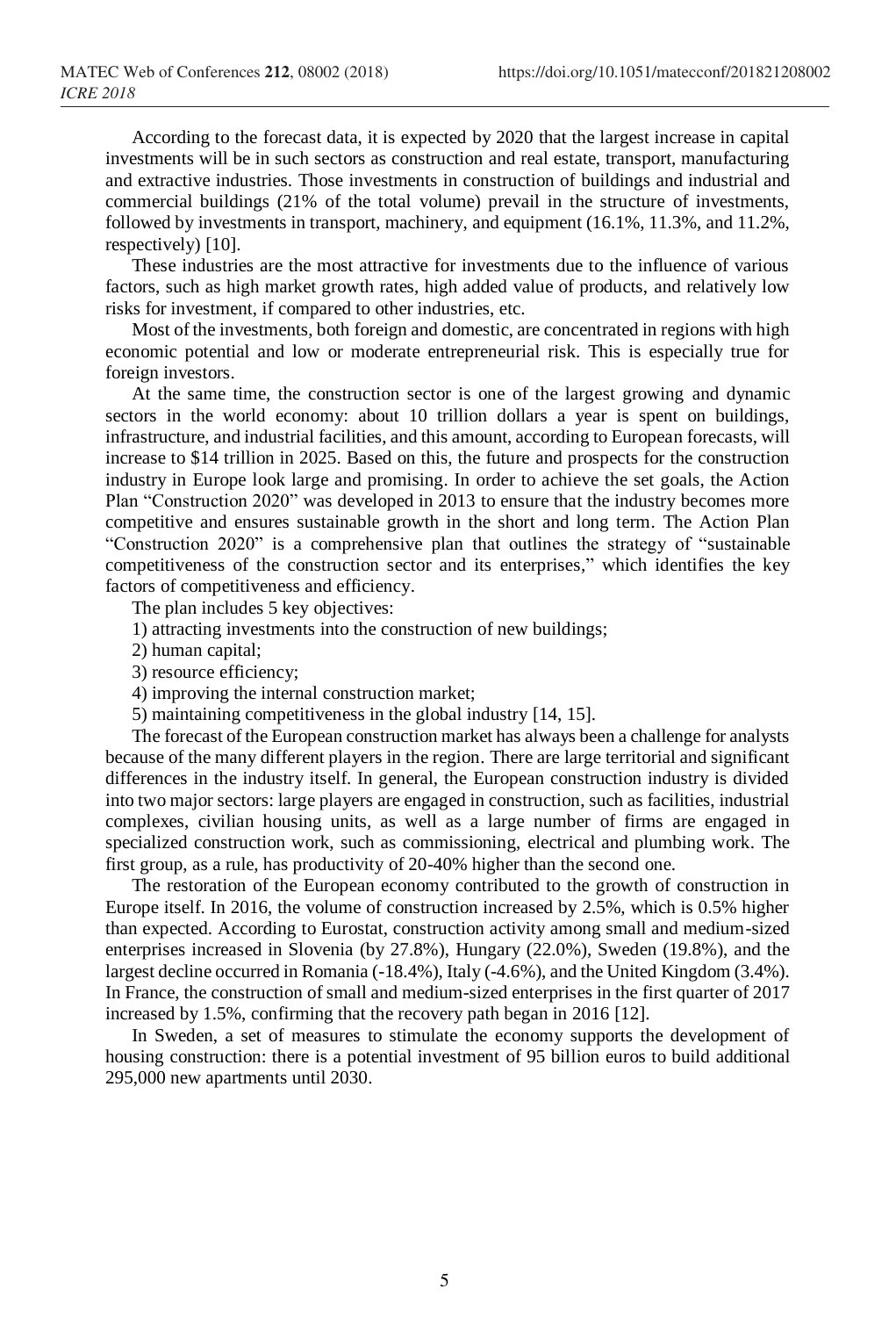According to the forecast data, it is expected by 2020 that the largest increase in capital investments will be in such sectors as construction and real estate, transport, manufacturing and extractive industries. Those investments in construction of buildings and industrial and commercial buildings (21% of the total volume) prevail in the structure of investments, followed by investments in transport, machinery, and equipment (16.1%, 11.3%, and 11.2%, respectively) [10].

These industries are the most attractive for investments due to the influence of various factors, such as high market growth rates, high added value of products, and relatively low risks for investment, if compared to other industries, etc.

Most of the investments, both foreign and domestic, are concentrated in regions with high economic potential and low or moderate entrepreneurial risk. This is especially true for foreign investors.

At the same time, the construction sector is one of the largest growing and dynamic sectors in the world economy: about 10 trillion dollars a year is spent on buildings, infrastructure, and industrial facilities, and this amount, according to European forecasts, will increase to $14 trillion in 2025. Based on this, the future and prospects for the construction industry in Europe look large and promising. In order to achieve the set goals, the Action Plan "Construction 2020" was developed in 2013 to ensure that the industry becomes more competitive and ensures sustainable growth in the short and long term. The Action Plan "Construction 2020" is a comprehensive plan that outlines the strategy of "sustainable competitiveness of the construction sector and its enterprises," which identifies the key factors of competitiveness and efficiency.

The plan includes 5 key objectives:

1) attracting investments into the construction of new buildings;
2) human capital;
3) resource efficiency;
4) improving the internal construction market;
5) maintaining competitiveness in the global industry [14, 15].

The forecast of the European construction market has always been a challenge for analysts because of the many different players in the region. There are large territorial and significant differences in the industry itself. In general, the European construction industry is divided into two major sectors: large players are engaged in construction, such as facilities, industrial complexes, civilian housing units, as well as a large number of firms are engaged in specialized construction work, such as commissioning, electrical and plumbing work. The first group, as a rule, has productivity of 20-40% higher than the second one.

The restoration of the European economy contributed to the growth of construction in Europe itself. In 2016, the volume of construction increased by 2.5%, which is 0.5% higher than expected. According to Eurostat, construction activity among small and medium-sized enterprises increased in Slovenia (by 27.8%), Hungary (22.0%), Sweden (19.8%), and the largest decline occurred in Romania (-18.4%), Italy (-4.6%), and the United Kingdom (3.4%). In France, the construction of small and medium-sized enterprises in the first quarter of 2017 increased by 1.5%, confirming that the recovery path began in 2016 [12].

In Sweden, a set of measures to stimulate the economy supports the development of housing construction: there is a potential investment of 95 billion euros to build additional 295,000 new apartments until 2030.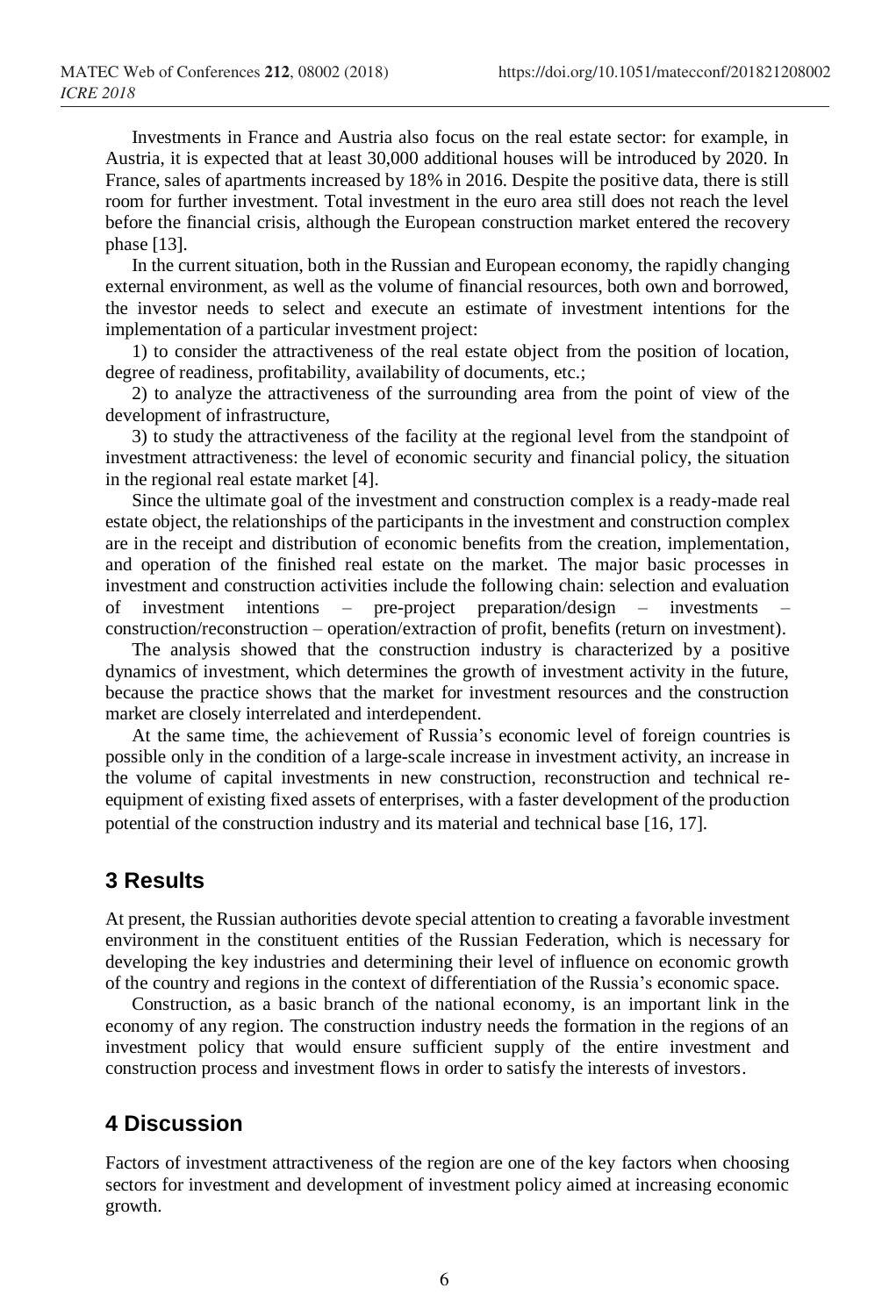Investments in France and Austria also focus on the real estate sector: for example, in Austria, it is expected that at least 30,000 additional houses will be introduced by 2020. In France, sales of apartments increased by 18% in 2016. Despite the positive data, there is still room for further investment. Total investment in the euro area still does not reach the level before the financial crisis, although the European construction market entered the recovery phase [13].

In the current situation, both in the Russian and European economy, the rapidly changing external environment, as well as the volume of financial resources, both own and borrowed, the investor needs to select and execute an estimate of investment intentions for the implementation of a particular investment project:

1) to consider the attractiveness of the real estate object from the position of location, degree of readiness, profitability, availability of documents, etc.;

2) to analyze the attractiveness of the surrounding area from the point of view of the development of infrastructure,

3) to study the attractiveness of the facility at the regional level from the standpoint of investment attractiveness: the level of economic security and financial policy, the situation in the regional real estate market [4].

Since the ultimate goal of the investment and construction complex is a ready-made real estate object, the relationships of the participants in the investment and construction complex are in the receipt and distribution of economic benefits from the creation, implementation, and operation of the finished real estate on the market. The major basic processes in investment and construction activities include the following chain: selection and evaluation of investment intentions – pre-project preparation/design – investments – construction/reconstruction – operation/extraction of profit, benefits (return on investment).

The analysis showed that the construction industry is characterized by a positive dynamics of investment, which determines the growth of investment activity in the future, because the practice shows that the market for investment resources and the construction market are closely interrelated and interdependent.

At the same time, the achievement of Russia's economic level of foreign countries is possible only in the condition of a large-scale increase in investment activity, an increase in the volume of capital investments in new construction, reconstruction and technical re-equipment of existing fixed assets of enterprises, with a faster development of the production potential of the construction industry and its material and technical base [16, 17].

## 3 Results

At present, the Russian authorities devote special attention to creating a favorable investment environment in the constituent entities of the Russian Federation, which is necessary for developing the key industries and determining their level of influence on economic growth of the country and regions in the context of differentiation of the Russia's economic space.

Construction, as a basic branch of the national economy, is an important link in the economy of any region. The construction industry needs the formation in the regions of an investment policy that would ensure sufficient supply of the entire investment and construction process and investment flows in order to satisfy the interests of investors.

## 4 Discussion

Factors of investment attractiveness of the region are one of the key factors when choosing sectors for investment and development of investment policy aimed at increasing economic growth.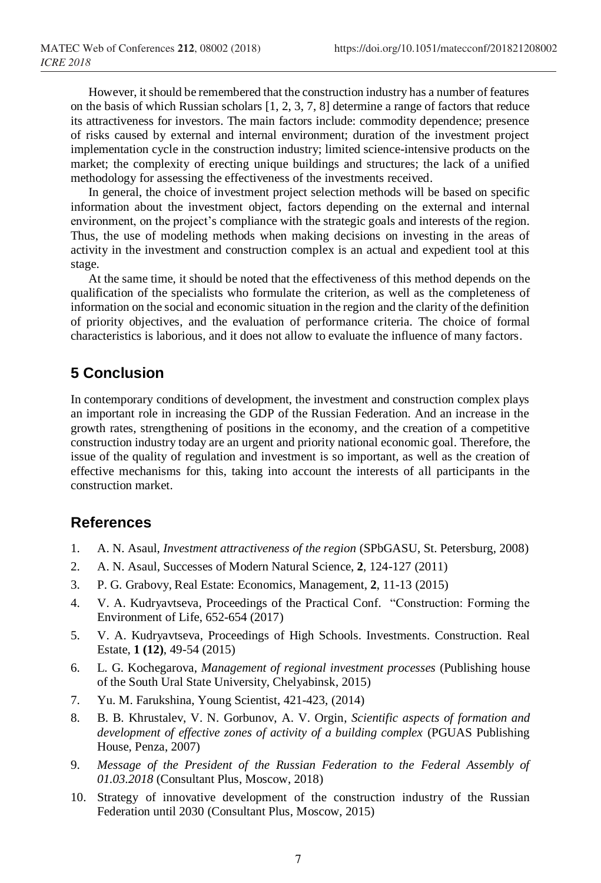However, it should be remembered that the construction industry has a number of features on the basis of which Russian scholars [1, 2, 3, 7, 8] determine a range of factors that reduce its attractiveness for investors. The main factors include: commodity dependence; presence of risks caused by external and internal environment; duration of the investment project implementation cycle in the construction industry; limited science-intensive products on the market; the complexity of erecting unique buildings and structures; the lack of a unified methodology for assessing the effectiveness of the investments received.

In general, the choice of investment project selection methods will be based on specific information about the investment object, factors depending on the external and internal environment, on the project's compliance with the strategic goals and interests of the region. Thus, the use of modeling methods when making decisions on investing in the areas of activity in the investment and construction complex is an actual and expedient tool at this stage.

At the same time, it should be noted that the effectiveness of this method depends on the qualification of the specialists who formulate the criterion, as well as the completeness of information on the social and economic situation in the region and the clarity of the definition of priority objectives, and the evaluation of performance criteria. The choice of formal characteristics is laborious, and it does not allow to evaluate the influence of many factors.

## 5 Conclusion

In contemporary conditions of development, the investment and construction complex plays an important role in increasing the GDP of the Russian Federation. And an increase in the growth rates, strengthening of positions in the economy, and the creation of a competitive construction industry today are an urgent and priority national economic goal. Therefore, the issue of the quality of regulation and investment is so important, as well as the creation of effective mechanisms for this, taking into account the interests of all participants in the construction market.

## References

1. A. N. Asaul, *Investment attractiveness of the region* (SPbGASU, St. Petersburg, 2008)
2. A. N. Asaul, Successes of Modern Natural Science, **2**, 124-127 (2011)
3. P. G. Grabovy, Real Estate: Economics, Management, **2**, 11-13 (2015)
4. V. A. Kudryavtseva, Proceedings of the Practical Conf. "Construction: Forming the Environment of Life, 652-654 (2017)
5. V. A. Kudryavtseva, Proceedings of High Schools. Investments. Construction. Real Estate, **1 (12)**, 49-54 (2015)
6. L. G. Kochegarova, *Management of regional investment processes* (Publishing house of the South Ural State University, Chelyabinsk, 2015)
7. Yu. M. Farukshina, Young Scientist, 421-423, (2014)
8. B. B. Khrustalev, V. N. Gorbunov, A. V. Orgin, *Scientific aspects of formation and development of effective zones of activity of a building complex* (PGUAS Publishing House, Penza, 2007)
9. *Message of the President of the Russian Federation to the Federal Assembly of 01.03.2018* (Consultant Plus, Moscow, 2018)
10. Strategy of innovative development of the construction industry of the Russian Federation until 2030 (Consultant Plus, Moscow, 2015)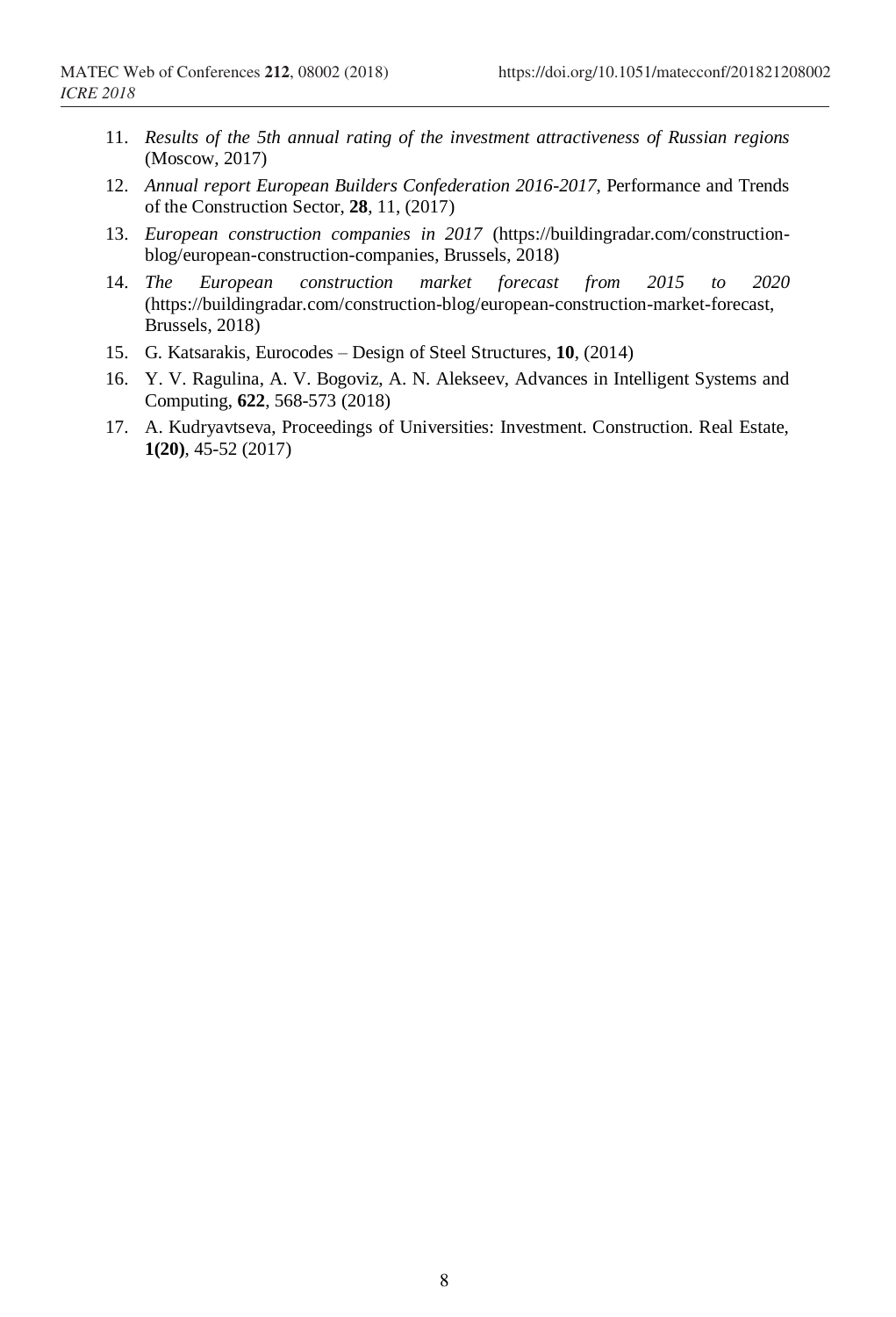11. *Results of the 5th annual rating of the investment attractiveness of Russian regions* (Moscow, 2017)
12. *Annual report European Builders Confederation 2016-2017*, Performance and Trends of the Construction Sector, **28**, 11, (2017)
13. *European construction companies in 2017* (https://buildingradar.com/construction-blog/european-construction-companies, Brussels, 2018)
14. *The European construction market forecast from 2015 to 2020* (https://buildingradar.com/construction-blog/european-construction-market-forecast, Brussels, 2018)
15. G. Katsarakis, Eurocodes – Design of Steel Structures, **10**, (2014)
16. Y. V. Ragulina, A. V. Bogoviz, A. N. Alekseev, Advances in Intelligent Systems and Computing, **622**, 568-573 (2018)
17. A. Kudryavtseva, Proceedings of Universities: Investment. Construction. Real Estate, **1(20)**, 45-52 (2017)